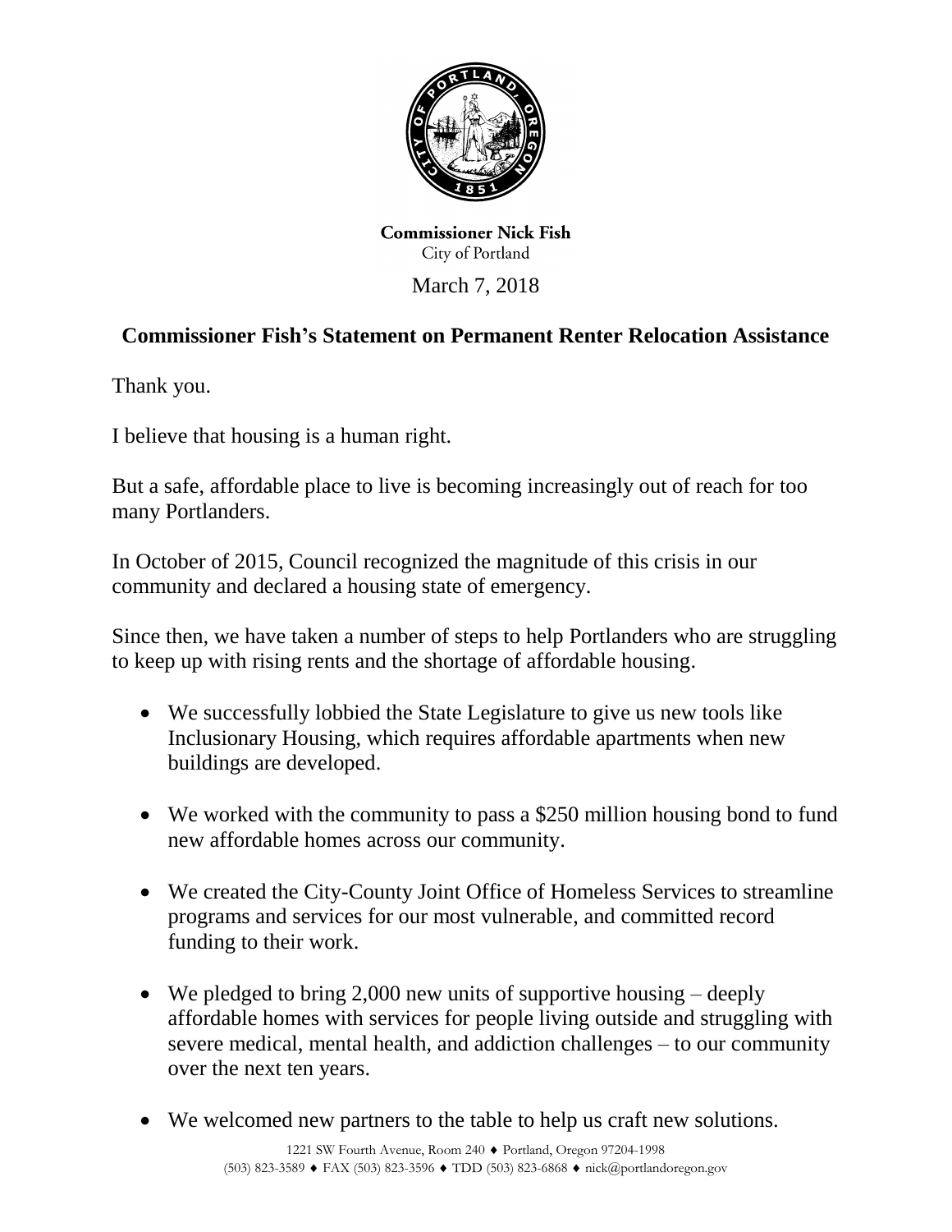**Commissioner Nick Fish**
City of Portland

March 7, 2018

## Commissioner Fish's Statement on Permanent Renter Relocation Assistance

Thank you.

I believe that housing is a human right.

But a safe, affordable place to live is becoming increasingly out of reach for too many Portlanders.

In October of 2015, Council recognized the magnitude of this crisis in our community and declared a housing state of emergency.

Since then, we have taken a number of steps to help Portlanders who are struggling to keep up with rising rents and the shortage of affordable housing.

- We successfully lobbied the State Legislature to give us new tools like Inclusionary Housing, which requires affordable apartments when new buildings are developed.
- We worked with the community to pass a $250 million housing bond to fund new affordable homes across our community.
- We created the City-County Joint Office of Homeless Services to streamline programs and services for our most vulnerable, and committed record funding to their work.
- We pledged to bring 2,000 new units of supportive housing – deeply affordable homes with services for people living outside and struggling with severe medical, mental health, and addiction challenges – to our community over the next ten years.
- We welcomed new partners to the table to help us craft new solutions.

1221 SW Fourth Avenue, Room 240 ♦ Portland, Oregon 97204-1998
(503) 823-3589 ♦ FAX (503) 823-3596 ♦ TDD (503) 823-6868 ♦ nick@portlandoregon.gov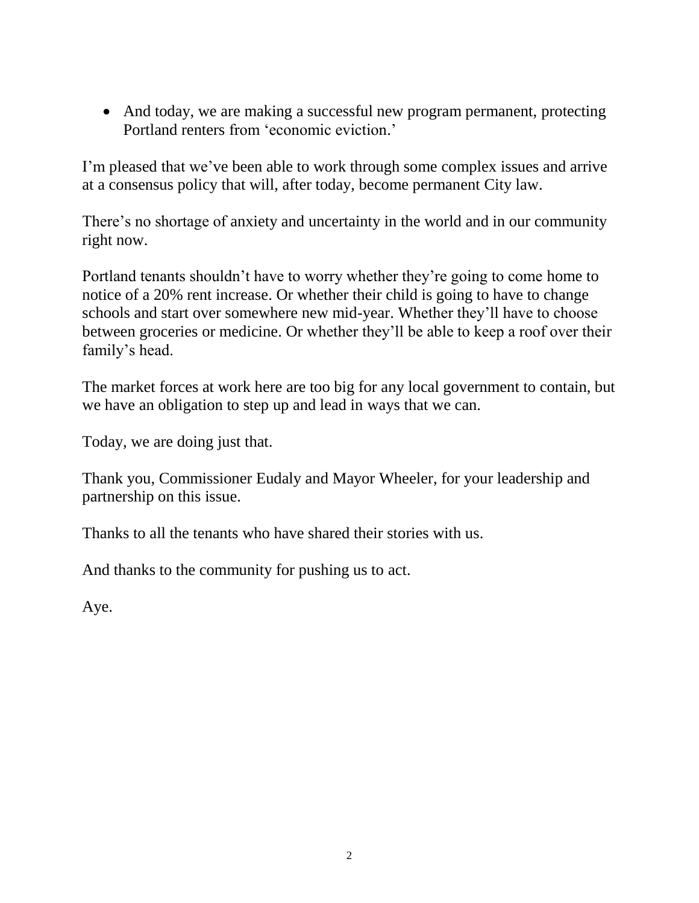- And today, we are making a successful new program permanent, protecting Portland renters from 'economic eviction.'

I'm pleased that we've been able to work through some complex issues and arrive at a consensus policy that will, after today, become permanent City law.

There's no shortage of anxiety and uncertainty in the world and in our community right now.

Portland tenants shouldn't have to worry whether they're going to come home to notice of a 20% rent increase. Or whether their child is going to have to change schools and start over somewhere new mid-year. Whether they'll have to choose between groceries or medicine. Or whether they'll be able to keep a roof over their family's head.

The market forces at work here are too big for any local government to contain, but we have an obligation to step up and lead in ways that we can.

Today, we are doing just that.

Thank you, Commissioner Eudaly and Mayor Wheeler, for your leadership and partnership on this issue.

Thanks to all the tenants who have shared their stories with us.

And thanks to the community for pushing us to act.

Aye.